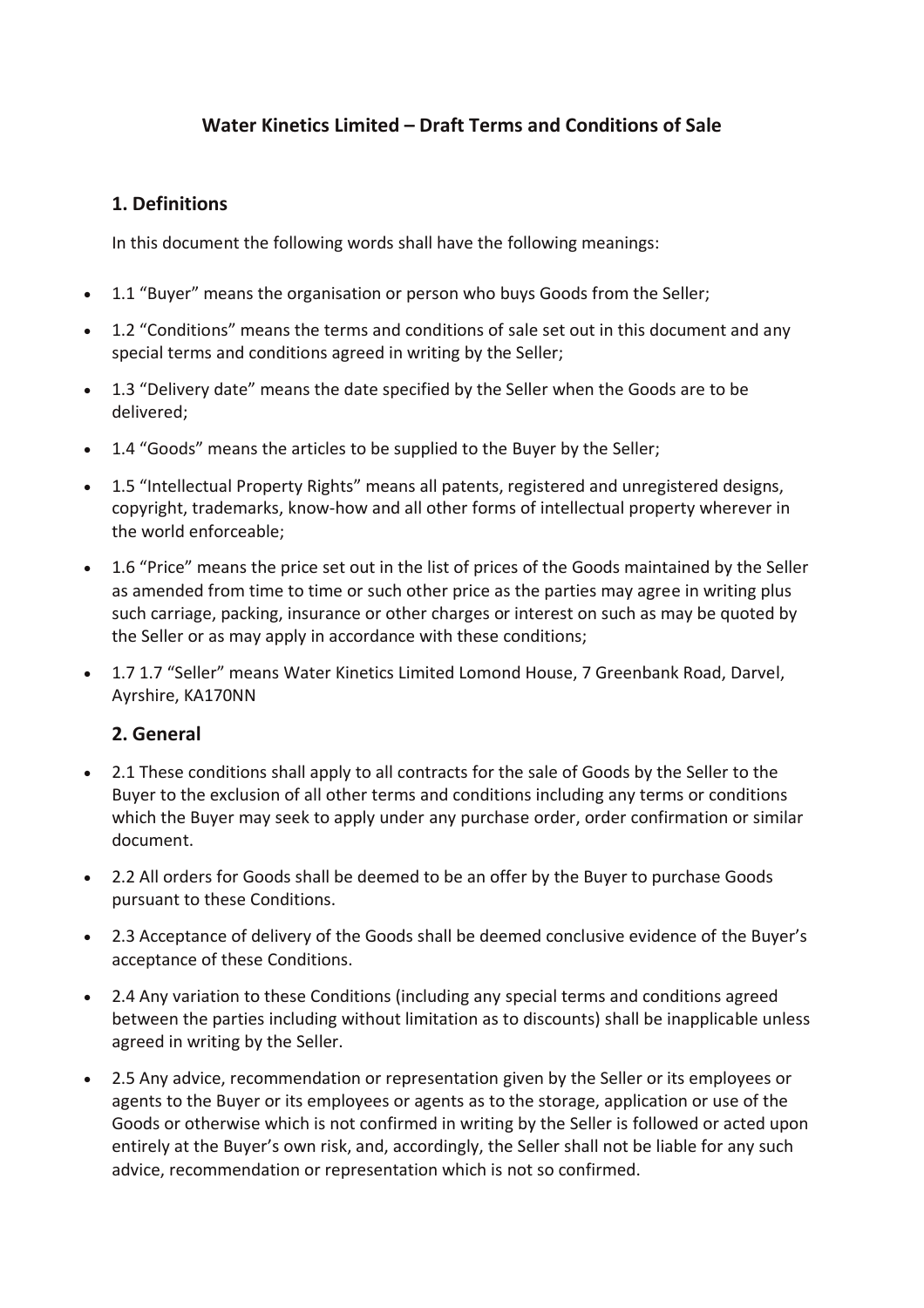# Water Kinetics Limited – Draft Terms and Conditions of Sale

## 1. Definitions

In this document the following words shall have the following meanings:

- 1.1 "Buyer" means the organisation or person who buys Goods from the Seller;
- 1.2 "Conditions" means the terms and conditions of sale set out in this document and any special terms and conditions agreed in writing by the Seller;
- 1.3 "Delivery date" means the date specified by the Seller when the Goods are to be delivered;
- 1.4 "Goods" means the articles to be supplied to the Buyer by the Seller;
- 1.5 "Intellectual Property Rights" means all patents, registered and unregistered designs, copyright, trademarks, know-how and all other forms of intellectual property wherever in the world enforceable;
- 1.6 "Price" means the price set out in the list of prices of the Goods maintained by the Seller as amended from time to time or such other price as the parties may agree in writing plus such carriage, packing, insurance or other charges or interest on such as may be quoted by the Seller or as may apply in accordance with these conditions;
- 1.7 1.7 "Seller" means Water Kinetics Limited Lomond House, 7 Greenbank Road, Darvel, Ayrshire, KA170NN

## 2. General

- 2.1 These conditions shall apply to all contracts for the sale of Goods by the Seller to the Buyer to the exclusion of all other terms and conditions including any terms or conditions which the Buyer may seek to apply under any purchase order, order confirmation or similar document.
- 2.2 All orders for Goods shall be deemed to be an offer by the Buyer to purchase Goods pursuant to these Conditions.
- 2.3 Acceptance of delivery of the Goods shall be deemed conclusive evidence of the Buyer's acceptance of these Conditions.
- 2.4 Any variation to these Conditions (including any special terms and conditions agreed between the parties including without limitation as to discounts) shall be inapplicable unless agreed in writing by the Seller.
- 2.5 Any advice, recommendation or representation given by the Seller or its employees or agents to the Buyer or its employees or agents as to the storage, application or use of the Goods or otherwise which is not confirmed in writing by the Seller is followed or acted upon entirely at the Buyer's own risk, and, accordingly, the Seller shall not be liable for any such advice, recommendation or representation which is not so confirmed.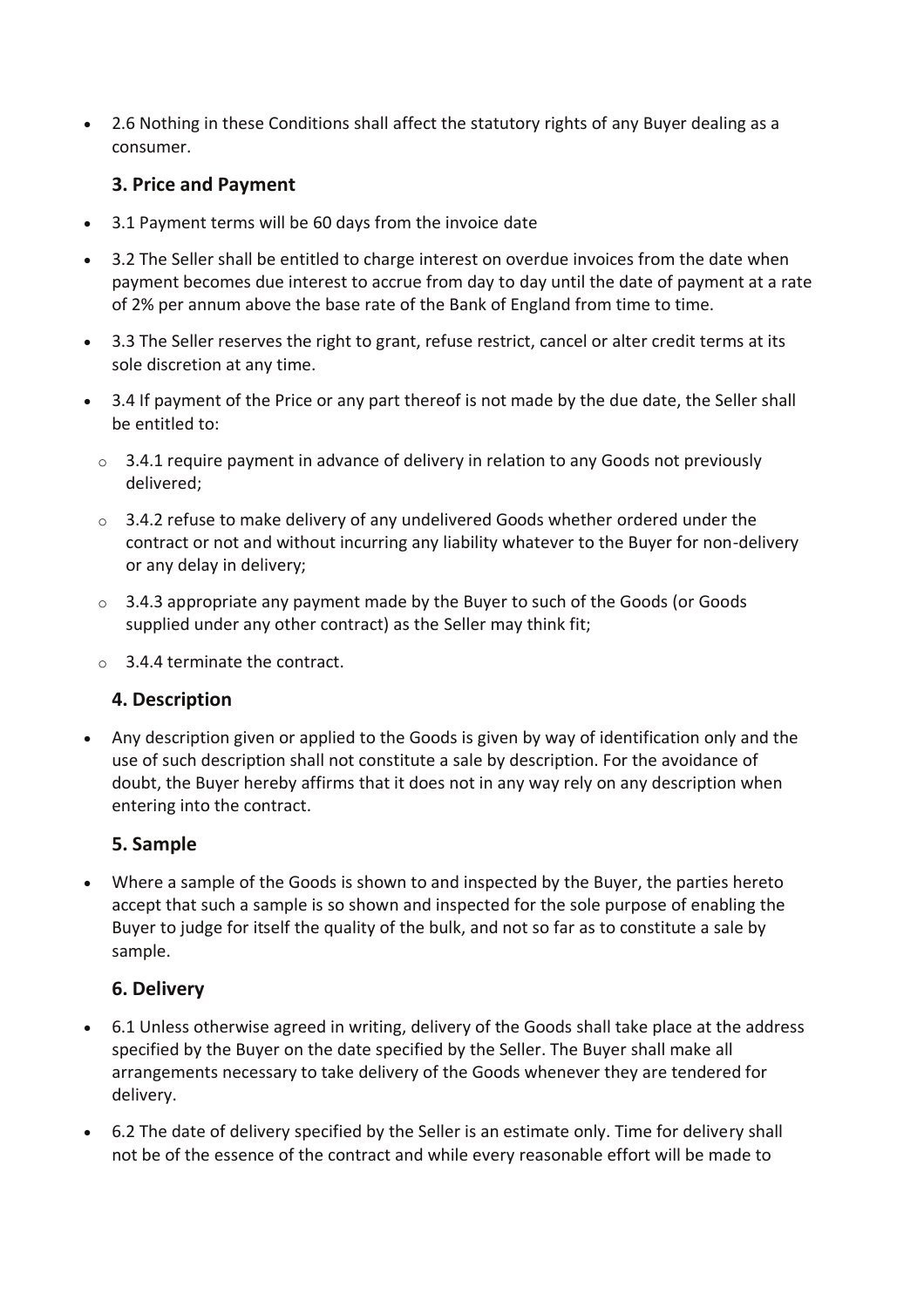- 2.6 Nothing in these Conditions shall affect the statutory rights of any Buyer dealing as a consumer.

### 3. Price and Payment

- 3.1 Payment terms will be 60 days from the invoice date
- 3.2 The Seller shall be entitled to charge interest on overdue invoices from the date when payment becomes due interest to accrue from day to day until the date of payment at a rate of 2% per annum above the base rate of the Bank of England from time to time.
- 3.3 The Seller reserves the right to grant, refuse restrict, cancel or alter credit terms at its sole discretion at any time.
- 3.4 If payment of the Price or any part thereof is not made by the due date, the Seller shall be entitled to:
  - 3.4.1 require payment in advance of delivery in relation to any Goods not previously delivered;
  - 3.4.2 refuse to make delivery of any undelivered Goods whether ordered under the contract or not and without incurring any liability whatever to the Buyer for non-delivery or any delay in delivery;
  - 3.4.3 appropriate any payment made by the Buyer to such of the Goods (or Goods supplied under any other contract) as the Seller may think fit;
  - 3.4.4 terminate the contract.

### 4. Description

- Any description given or applied to the Goods is given by way of identification only and the use of such description shall not constitute a sale by description. For the avoidance of doubt, the Buyer hereby affirms that it does not in any way rely on any description when entering into the contract.

### 5. Sample

- Where a sample of the Goods is shown to and inspected by the Buyer, the parties hereto accept that such a sample is so shown and inspected for the sole purpose of enabling the Buyer to judge for itself the quality of the bulk, and not so far as to constitute a sale by sample.

### 6. Delivery

- 6.1 Unless otherwise agreed in writing, delivery of the Goods shall take place at the address specified by the Buyer on the date specified by the Seller. The Buyer shall make all arrangements necessary to take delivery of the Goods whenever they are tendered for delivery.
- 6.2 The date of delivery specified by the Seller is an estimate only. Time for delivery shall not be of the essence of the contract and while every reasonable effort will be made to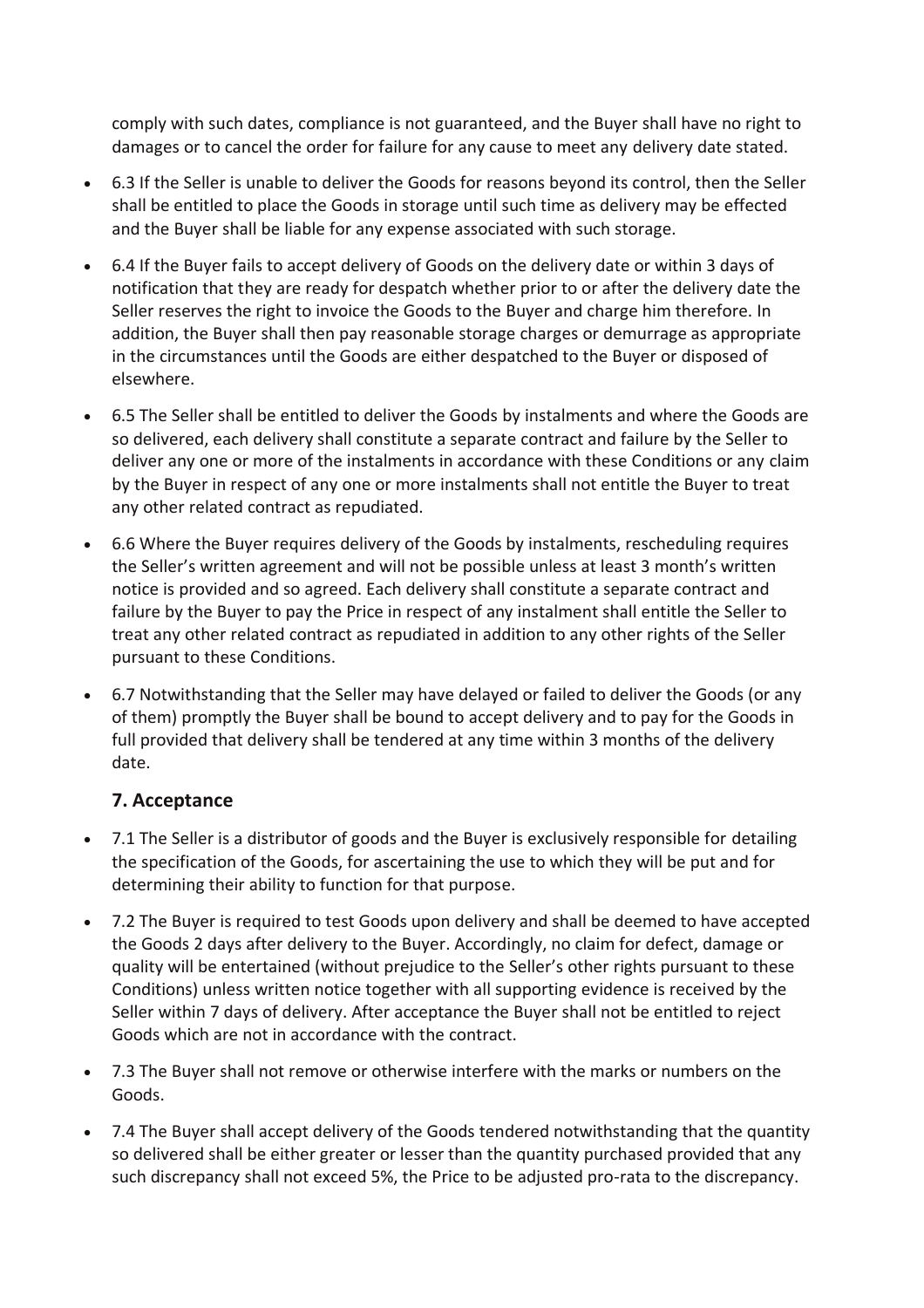comply with such dates, compliance is not guaranteed, and the Buyer shall have no right to damages or to cancel the order for failure for any cause to meet any delivery date stated.

- 6.3 If the Seller is unable to deliver the Goods for reasons beyond its control, then the Seller shall be entitled to place the Goods in storage until such time as delivery may be effected and the Buyer shall be liable for any expense associated with such storage.
- 6.4 If the Buyer fails to accept delivery of Goods on the delivery date or within 3 days of notification that they are ready for despatch whether prior to or after the delivery date the Seller reserves the right to invoice the Goods to the Buyer and charge him therefore. In addition, the Buyer shall then pay reasonable storage charges or demurrage as appropriate in the circumstances until the Goods are either despatched to the Buyer or disposed of elsewhere.
- 6.5 The Seller shall be entitled to deliver the Goods by instalments and where the Goods are so delivered, each delivery shall constitute a separate contract and failure by the Seller to deliver any one or more of the instalments in accordance with these Conditions or any claim by the Buyer in respect of any one or more instalments shall not entitle the Buyer to treat any other related contract as repudiated.
- 6.6 Where the Buyer requires delivery of the Goods by instalments, rescheduling requires the Seller's written agreement and will not be possible unless at least 3 month's written notice is provided and so agreed. Each delivery shall constitute a separate contract and failure by the Buyer to pay the Price in respect of any instalment shall entitle the Seller to treat any other related contract as repudiated in addition to any other rights of the Seller pursuant to these Conditions.
- 6.7 Notwithstanding that the Seller may have delayed or failed to deliver the Goods (or any of them) promptly the Buyer shall be bound to accept delivery and to pay for the Goods in full provided that delivery shall be tendered at any time within 3 months of the delivery date.

### 7. Acceptance

- 7.1 The Seller is a distributor of goods and the Buyer is exclusively responsible for detailing the specification of the Goods, for ascertaining the use to which they will be put and for determining their ability to function for that purpose.
- 7.2 The Buyer is required to test Goods upon delivery and shall be deemed to have accepted the Goods 2 days after delivery to the Buyer. Accordingly, no claim for defect, damage or quality will be entertained (without prejudice to the Seller's other rights pursuant to these Conditions) unless written notice together with all supporting evidence is received by the Seller within 7 days of delivery. After acceptance the Buyer shall not be entitled to reject Goods which are not in accordance with the contract.
- 7.3 The Buyer shall not remove or otherwise interfere with the marks or numbers on the Goods.
- 7.4 The Buyer shall accept delivery of the Goods tendered notwithstanding that the quantity so delivered shall be either greater or lesser than the quantity purchased provided that any such discrepancy shall not exceed 5%, the Price to be adjusted pro-rata to the discrepancy.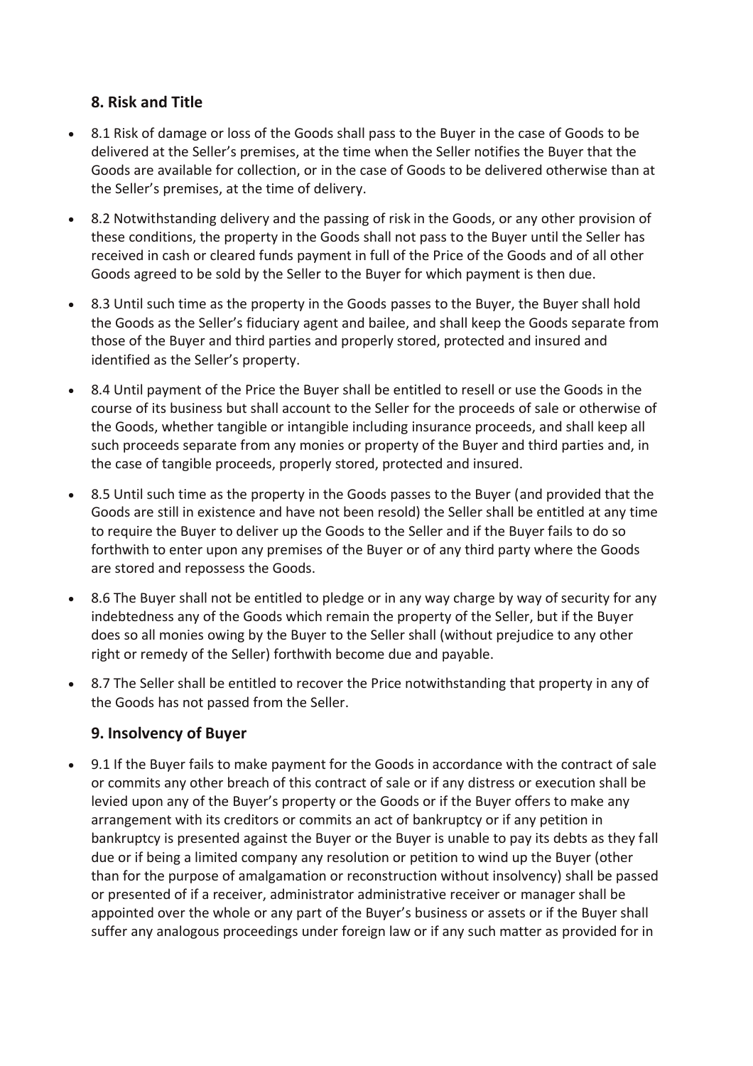## 8. Risk and Title

- 8.1 Risk of damage or loss of the Goods shall pass to the Buyer in the case of Goods to be delivered at the Seller's premises, at the time when the Seller notifies the Buyer that the Goods are available for collection, or in the case of Goods to be delivered otherwise than at the Seller's premises, at the time of delivery.
- 8.2 Notwithstanding delivery and the passing of risk in the Goods, or any other provision of these conditions, the property in the Goods shall not pass to the Buyer until the Seller has received in cash or cleared funds payment in full of the Price of the Goods and of all other Goods agreed to be sold by the Seller to the Buyer for which payment is then due.
- 8.3 Until such time as the property in the Goods passes to the Buyer, the Buyer shall hold the Goods as the Seller's fiduciary agent and bailee, and shall keep the Goods separate from those of the Buyer and third parties and properly stored, protected and insured and identified as the Seller's property.
- 8.4 Until payment of the Price the Buyer shall be entitled to resell or use the Goods in the course of its business but shall account to the Seller for the proceeds of sale or otherwise of the Goods, whether tangible or intangible including insurance proceeds, and shall keep all such proceeds separate from any monies or property of the Buyer and third parties and, in the case of tangible proceeds, properly stored, protected and insured.
- 8.5 Until such time as the property in the Goods passes to the Buyer (and provided that the Goods are still in existence and have not been resold) the Seller shall be entitled at any time to require the Buyer to deliver up the Goods to the Seller and if the Buyer fails to do so forthwith to enter upon any premises of the Buyer or of any third party where the Goods are stored and repossess the Goods.
- 8.6 The Buyer shall not be entitled to pledge or in any way charge by way of security for any indebtedness any of the Goods which remain the property of the Seller, but if the Buyer does so all monies owing by the Buyer to the Seller shall (without prejudice to any other right or remedy of the Seller) forthwith become due and payable.
- 8.7 The Seller shall be entitled to recover the Price notwithstanding that property in any of the Goods has not passed from the Seller.

## 9. Insolvency of Buyer

- 9.1 If the Buyer fails to make payment for the Goods in accordance with the contract of sale or commits any other breach of this contract of sale or if any distress or execution shall be levied upon any of the Buyer's property or the Goods or if the Buyer offers to make any arrangement with its creditors or commits an act of bankruptcy or if any petition in bankruptcy is presented against the Buyer or the Buyer is unable to pay its debts as they fall due or if being a limited company any resolution or petition to wind up the Buyer (other than for the purpose of amalgamation or reconstruction without insolvency) shall be passed or presented of if a receiver, administrator administrative receiver or manager shall be appointed over the whole or any part of the Buyer's business or assets or if the Buyer shall suffer any analogous proceedings under foreign law or if any such matter as provided for in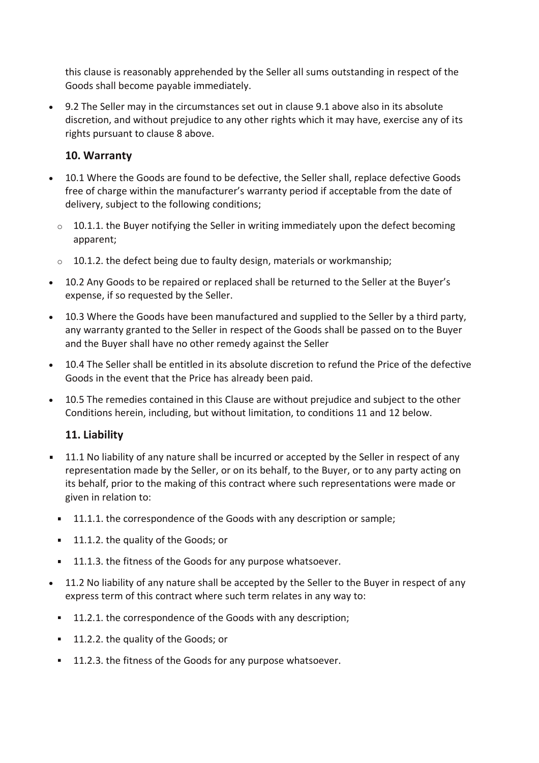this clause is reasonably apprehended by the Seller all sums outstanding in respect of the Goods shall become payable immediately.

- 9.2 The Seller may in the circumstances set out in clause 9.1 above also in its absolute discretion, and without prejudice to any other rights which it may have, exercise any of its rights pursuant to clause 8 above.

### 10. Warranty

- 10.1 Where the Goods are found to be defective, the Seller shall, replace defective Goods free of charge within the manufacturer's warranty period if acceptable from the date of delivery, subject to the following conditions;
  - 10.1.1. the Buyer notifying the Seller in writing immediately upon the defect becoming apparent;
  - 10.1.2. the defect being due to faulty design, materials or workmanship;
- 10.2 Any Goods to be repaired or replaced shall be returned to the Seller at the Buyer's expense, if so requested by the Seller.
- 10.3 Where the Goods have been manufactured and supplied to the Seller by a third party, any warranty granted to the Seller in respect of the Goods shall be passed on to the Buyer and the Buyer shall have no other remedy against the Seller
- 10.4 The Seller shall be entitled in its absolute discretion to refund the Price of the defective Goods in the event that the Price has already been paid.
- 10.5 The remedies contained in this Clause are without prejudice and subject to the other Conditions herein, including, but without limitation, to conditions 11 and 12 below.

### 11. Liability

- 11.1 No liability of any nature shall be incurred or accepted by the Seller in respect of any representation made by the Seller, or on its behalf, to the Buyer, or to any party acting on its behalf, prior to the making of this contract where such representations were made or given in relation to:
  - 11.1.1. the correspondence of the Goods with any description or sample;
  - 11.1.2. the quality of the Goods; or
  - 11.1.3. the fitness of the Goods for any purpose whatsoever.
- 11.2 No liability of any nature shall be accepted by the Seller to the Buyer in respect of any express term of this contract where such term relates in any way to:
  - 11.2.1. the correspondence of the Goods with any description;
  - 11.2.2. the quality of the Goods; or
  - 11.2.3. the fitness of the Goods for any purpose whatsoever.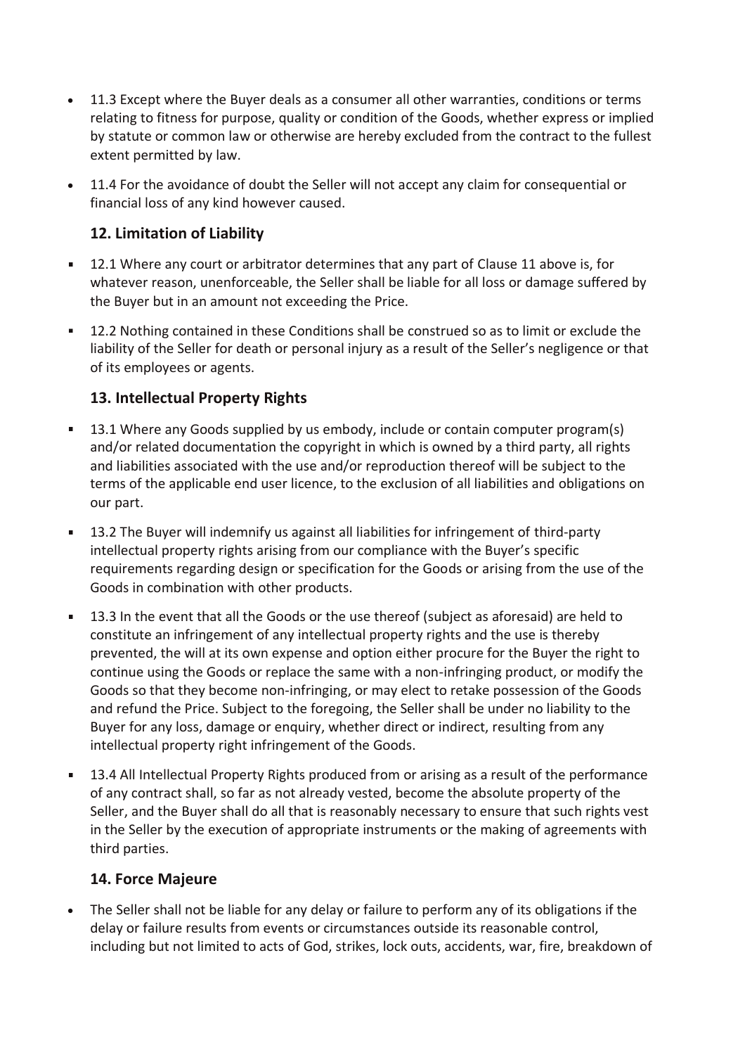- 11.3 Except where the Buyer deals as a consumer all other warranties, conditions or terms relating to fitness for purpose, quality or condition of the Goods, whether express or implied by statute or common law or otherwise are hereby excluded from the contract to the fullest extent permitted by law.
- 11.4 For the avoidance of doubt the Seller will not accept any claim for consequential or financial loss of any kind however caused.

## 12. Limitation of Liability

- 12.1 Where any court or arbitrator determines that any part of Clause 11 above is, for whatever reason, unenforceable, the Seller shall be liable for all loss or damage suffered by the Buyer but in an amount not exceeding the Price.
- 12.2 Nothing contained in these Conditions shall be construed so as to limit or exclude the liability of the Seller for death or personal injury as a result of the Seller's negligence or that of its employees or agents.

## 13. Intellectual Property Rights

- 13.1 Where any Goods supplied by us embody, include or contain computer program(s) and/or related documentation the copyright in which is owned by a third party, all rights and liabilities associated with the use and/or reproduction thereof will be subject to the terms of the applicable end user licence, to the exclusion of all liabilities and obligations on our part.
- 13.2 The Buyer will indemnify us against all liabilities for infringement of third-party intellectual property rights arising from our compliance with the Buyer's specific requirements regarding design or specification for the Goods or arising from the use of the Goods in combination with other products.
- 13.3 In the event that all the Goods or the use thereof (subject as aforesaid) are held to constitute an infringement of any intellectual property rights and the use is thereby prevented, the will at its own expense and option either procure for the Buyer the right to continue using the Goods or replace the same with a non-infringing product, or modify the Goods so that they become non-infringing, or may elect to retake possession of the Goods and refund the Price. Subject to the foregoing, the Seller shall be under no liability to the Buyer for any loss, damage or enquiry, whether direct or indirect, resulting from any intellectual property right infringement of the Goods.
- 13.4 All Intellectual Property Rights produced from or arising as a result of the performance of any contract shall, so far as not already vested, become the absolute property of the Seller, and the Buyer shall do all that is reasonably necessary to ensure that such rights vest in the Seller by the execution of appropriate instruments or the making of agreements with third parties.

## 14. Force Majeure

- The Seller shall not be liable for any delay or failure to perform any of its obligations if the delay or failure results from events or circumstances outside its reasonable control, including but not limited to acts of God, strikes, lock outs, accidents, war, fire, breakdown of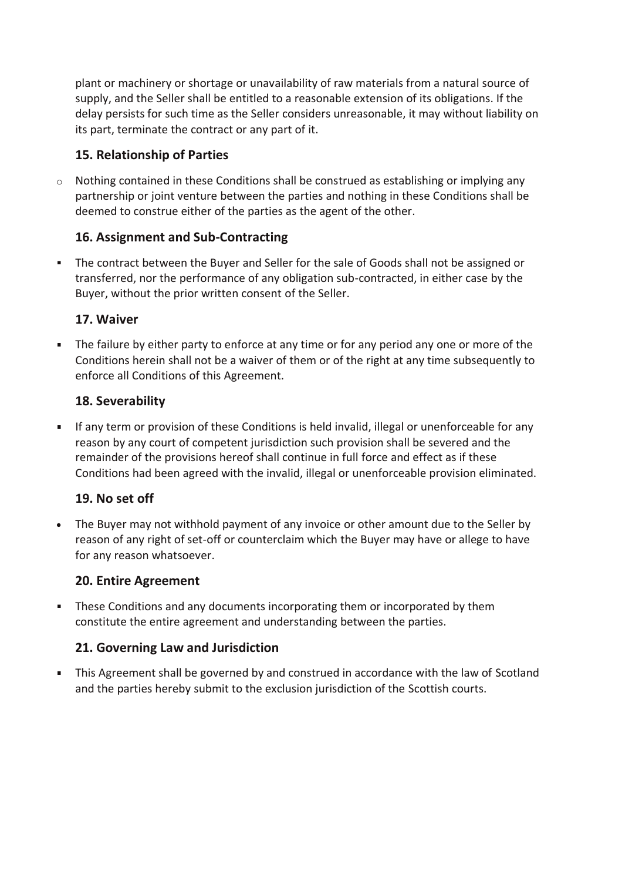plant or machinery or shortage or unavailability of raw materials from a natural source of supply, and the Seller shall be entitled to a reasonable extension of its obligations. If the delay persists for such time as the Seller considers unreasonable, it may without liability on its part, terminate the contract or any part of it.

### 15. Relationship of Parties

- Nothing contained in these Conditions shall be construed as establishing or implying any partnership or joint venture between the parties and nothing in these Conditions shall be deemed to construe either of the parties as the agent of the other.

### 16. Assignment and Sub-Contracting

- The contract between the Buyer and Seller for the sale of Goods shall not be assigned or transferred, nor the performance of any obligation sub-contracted, in either case by the Buyer, without the prior written consent of the Seller.

### 17. Waiver

- The failure by either party to enforce at any time or for any period any one or more of the Conditions herein shall not be a waiver of them or of the right at any time subsequently to enforce all Conditions of this Agreement.

### 18. Severability

- If any term or provision of these Conditions is held invalid, illegal or unenforceable for any reason by any court of competent jurisdiction such provision shall be severed and the remainder of the provisions hereof shall continue in full force and effect as if these Conditions had been agreed with the invalid, illegal or unenforceable provision eliminated.

### 19. No set off

- The Buyer may not withhold payment of any invoice or other amount due to the Seller by reason of any right of set-off or counterclaim which the Buyer may have or allege to have for any reason whatsoever.

### 20. Entire Agreement

- These Conditions and any documents incorporating them or incorporated by them constitute the entire agreement and understanding between the parties.

### 21. Governing Law and Jurisdiction

- This Agreement shall be governed by and construed in accordance with the law of Scotland and the parties hereby submit to the exclusion jurisdiction of the Scottish courts.